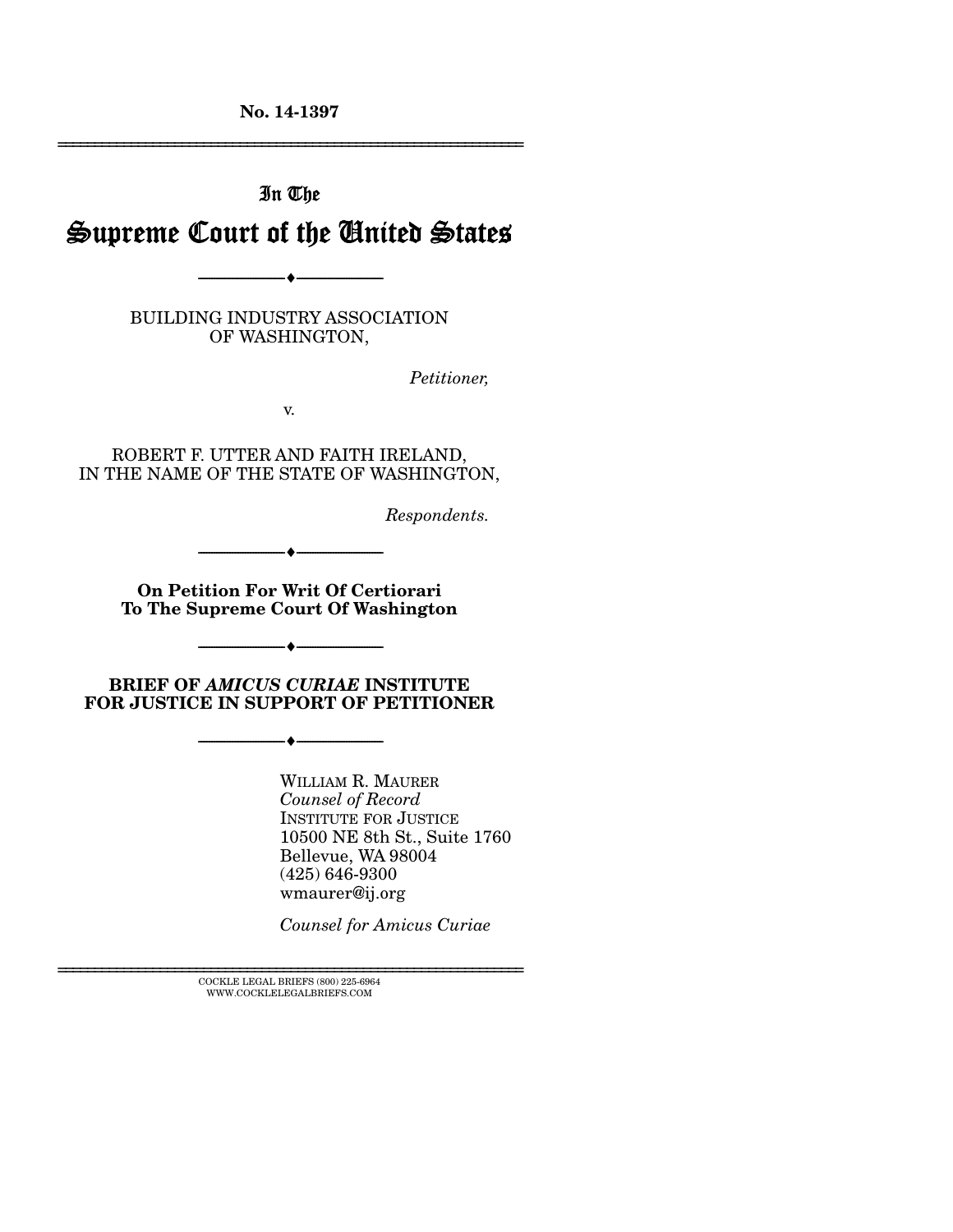No. 14-1397

---

In The

# Supreme Court of the United States

---

BUILDING INDUSTRY ASSOCIATION OF WASHINGTON,

*Petitioner,*

v.

ROBERT F. UTTER AND FAITH IRELAND, IN THE NAME OF THE STATE OF WASHINGTON,

*Respondents.*

---

**On Petition For Writ Of Certiorari To The Supreme Court Of Washington**

---

**BRIEF OF *AMICUS CURIAE* INSTITUTE FOR JUSTICE IN SUPPORT OF PETITIONER**

---

WILLIAM R. MAURER
*Counsel of Record*
INSTITUTE FOR JUSTICE
10500 NE 8th St., Suite 1760
Bellevue, WA 98004
(425) 646-9300
wmaurer@ij.org

*Counsel for Amicus Curiae*

---

COCKLE LEGAL BRIEFS (800) 225-6964
WWW.COCKLELEGALBRIEFS.COM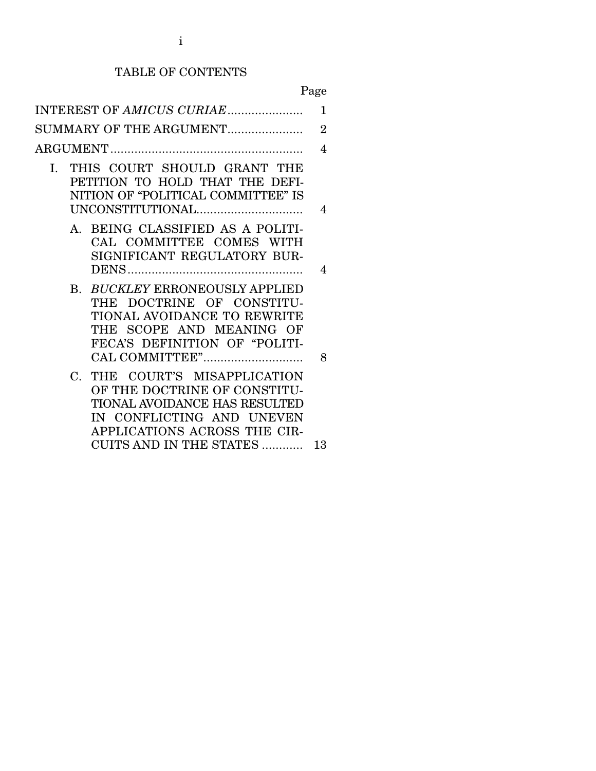# TABLE OF CONTENTS

| | Page |
|---|---|
| INTEREST OF *AMICUS CURIAE* | 1 |
| SUMMARY OF THE ARGUMENT | 2 |
| ARGUMENT | 4 |
| I. THIS COURT SHOULD GRANT THE PETITION TO HOLD THAT THE DEFINITION OF "POLITICAL COMMITTEE" IS UNCONSTITUTIONAL | 4 |
| A. BEING CLASSIFIED AS A POLITICAL COMMITTEE COMES WITH SIGNIFICANT REGULATORY BURDENS | 4 |
| B. *BUCKLEY* ERRONEOUSLY APPLIED THE DOCTRINE OF CONSTITUTIONAL AVOIDANCE TO REWRITE THE SCOPE AND MEANING OF FECA'S DEFINITION OF "POLITICAL COMMITTEE" | 8 |
| C. THE COURT'S MISAPPLICATION OF THE DOCTRINE OF CONSTITUTIONAL AVOIDANCE HAS RESULTED IN CONFLICTING AND UNEVEN APPLICATIONS ACROSS THE CIRCUITS AND IN THE STATES | 13 |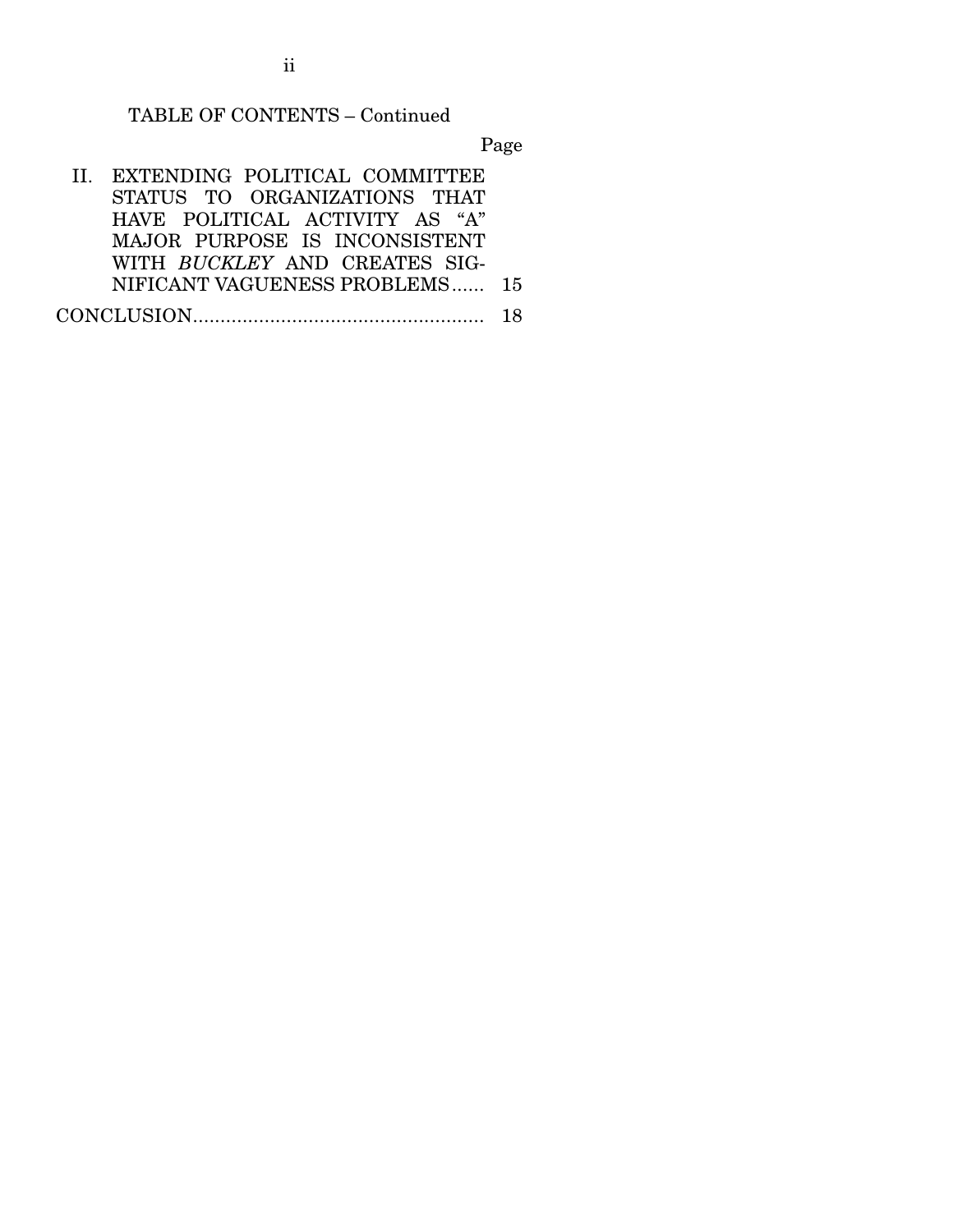TABLE OF CONTENTS – Continued

| | Page |
|---|---|
| II. EXTENDING POLITICAL COMMITTEE STATUS TO ORGANIZATIONS THAT HAVE POLITICAL ACTIVITY AS "A" MAJOR PURPOSE IS INCONSISTENT WITH *BUCKLEY* AND CREATES SIGNIFICANT VAGUENESS PROBLEMS | 15 |
| CONCLUSION | 18 |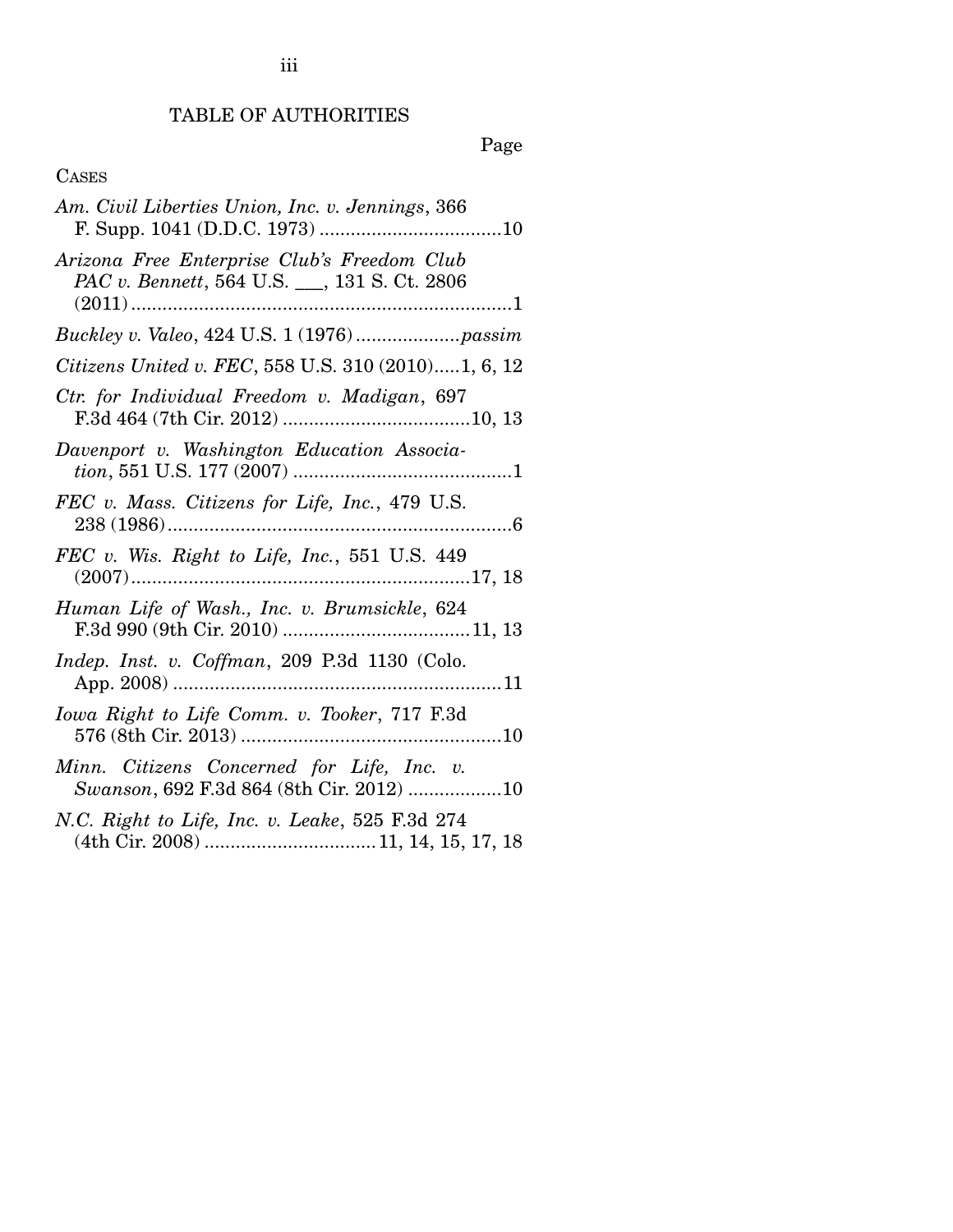# TABLE OF AUTHORITIES

Page

CASES

*Am. Civil Liberties Union, Inc. v. Jennings*, 366 F. Supp. 1041 (D.D.C. 1973) ....................................10

*Arizona Free Enterprise Club's Freedom Club PAC v. Bennett*, 564 U.S. ___, 131 S. Ct. 2806 (2011)..........................................................................1

*Buckley v. Valeo*, 424 U.S. 1 (1976)....................*passim*

*Citizens United v. FEC*, 558 U.S. 310 (2010).....1, 6, 12

*Ctr. for Individual Freedom v. Madigan*, 697 F.3d 464 (7th Cir. 2012) ....................................10, 13

*Davenport v. Washington Education Association*, 551 U.S. 177 (2007) ..........................................1

*FEC v. Mass. Citizens for Life, Inc.*, 479 U.S. 238 (1986)...................................................................6

*FEC v. Wis. Right to Life, Inc.*, 551 U.S. 449 (2007).................................................................17, 18

*Human Life of Wash., Inc. v. Brumsickle*, 624 F.3d 990 (9th Cir. 2010) ....................................11, 13

*Indep. Inst. v. Coffman*, 209 P.3d 1130 (Colo. App. 2008) ...............................................................11

*Iowa Right to Life Comm. v. Tooker*, 717 F.3d 576 (8th Cir. 2013) ..................................................10

*Minn. Citizens Concerned for Life, Inc. v. Swanson*, 692 F.3d 864 (8th Cir. 2012) ..................10

*N.C. Right to Life, Inc. v. Leake*, 525 F.3d 274 (4th Cir. 2008) .................................11, 14, 15, 17, 18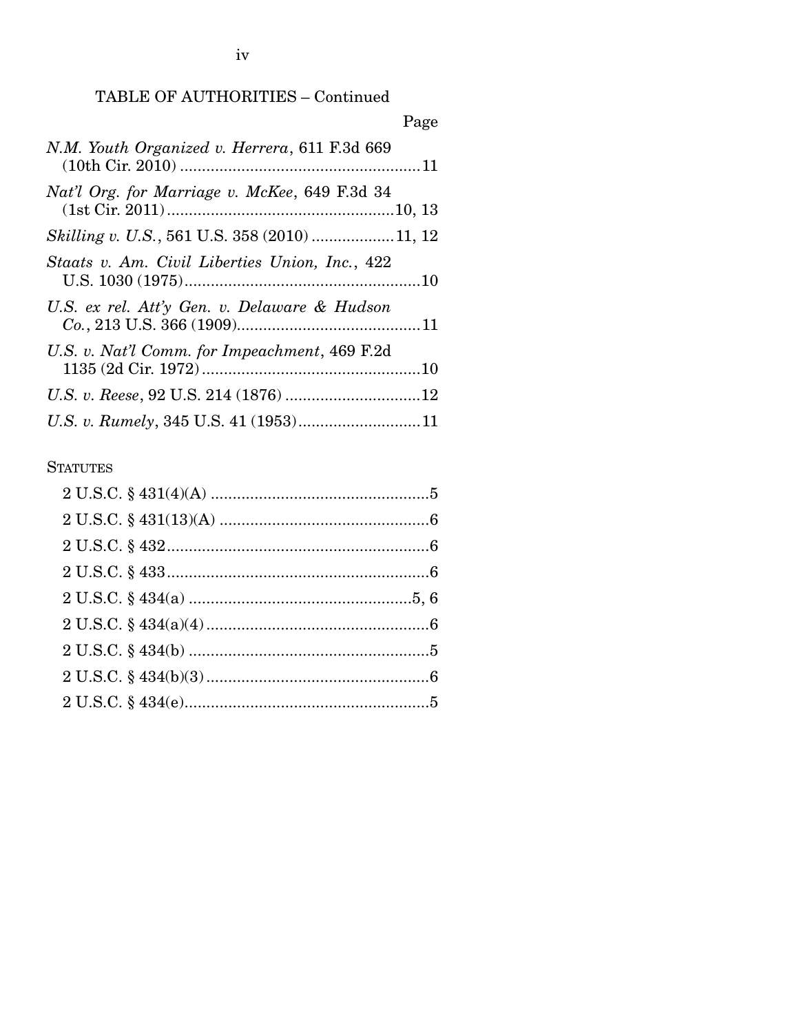TABLE OF AUTHORITIES – Continued

Page

*N.M. Youth Organized v. Herrera*, 611 F.3d 669 (10th Cir. 2010) ....................................................11

*Nat'l Org. for Marriage v. McKee*, 649 F.3d 34 (1st Cir. 2011)....................................................10, 13

*Skilling v. U.S.*, 561 U.S. 358 (2010) ...................11, 12

*Staats v. Am. Civil Liberties Union, Inc.*, 422 U.S. 1030 (1975)......................................................10

*U.S. ex rel. Att'y Gen. v. Delaware & Hudson Co.*, 213 U.S. 366 (1909)..........................................11

*U.S. v. Nat'l Comm. for Impeachment*, 469 F.2d 1135 (2d Cir. 1972)..................................................10

*U.S. v. Reese*, 92 U.S. 214 (1876) ...............................12

*U.S. v. Rumely*, 345 U.S. 41 (1953)............................11

STATUTES

2 U.S.C. § 431(4)(A) ..................................................5

2 U.S.C. § 431(13)(A) ................................................6

2 U.S.C. § 432............................................................6

2 U.S.C. § 433............................................................6

2 U.S.C. § 434(a) ...................................................5, 6

2 U.S.C. § 434(a)(4)...................................................6

2 U.S.C. § 434(b) .......................................................5

2 U.S.C. § 434(b)(3)...................................................6

2 U.S.C. § 434(e)........................................................5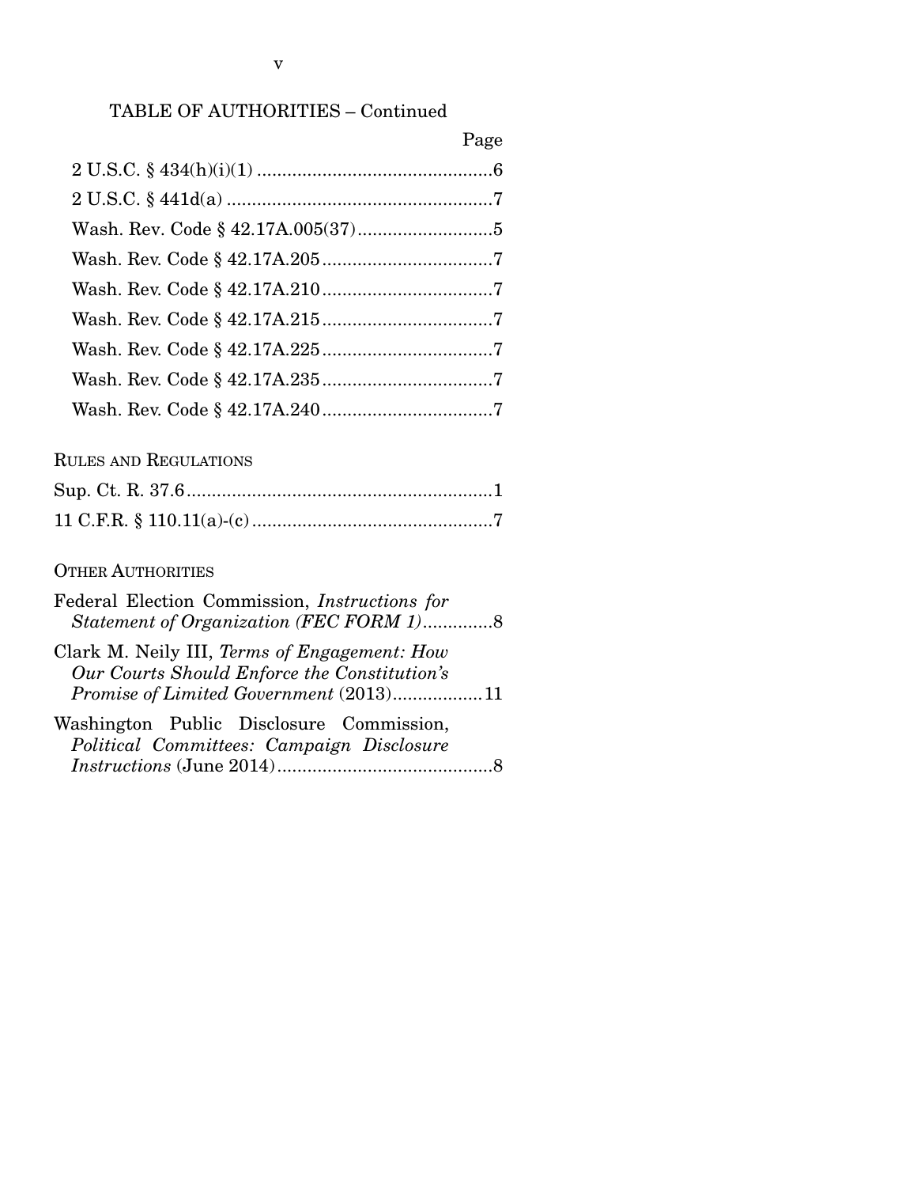TABLE OF AUTHORITIES – Continued

| | Page |
|---|---|
| 2 U.S.C. § 434(h)(i)(1) | 6 |
| 2 U.S.C. § 441d(a) | 7 |
| Wash. Rev. Code § 42.17A.005(37) | 5 |
| Wash. Rev. Code § 42.17A.205 | 7 |
| Wash. Rev. Code § 42.17A.210 | 7 |
| Wash. Rev. Code § 42.17A.215 | 7 |
| Wash. Rev. Code § 42.17A.225 | 7 |
| Wash. Rev. Code § 42.17A.235 | 7 |
| Wash. Rev. Code § 42.17A.240 | 7 |

RULES AND REGULATIONS

| | |
|---|---|
| Sup. Ct. R. 37.6 | 1 |
| 11 C.F.R. § 110.11(a)-(c) | 7 |

OTHER AUTHORITIES

| | |
|---|---|
| Federal Election Commission, *Instructions for Statement of Organization (FEC FORM 1)* | 8 |
| Clark M. Neily III, *Terms of Engagement: How Our Courts Should Enforce the Constitution's Promise of Limited Government* (2013) | 11 |
| Washington Public Disclosure Commission, *Political Committees: Campaign Disclosure Instructions* (June 2014) | 8 |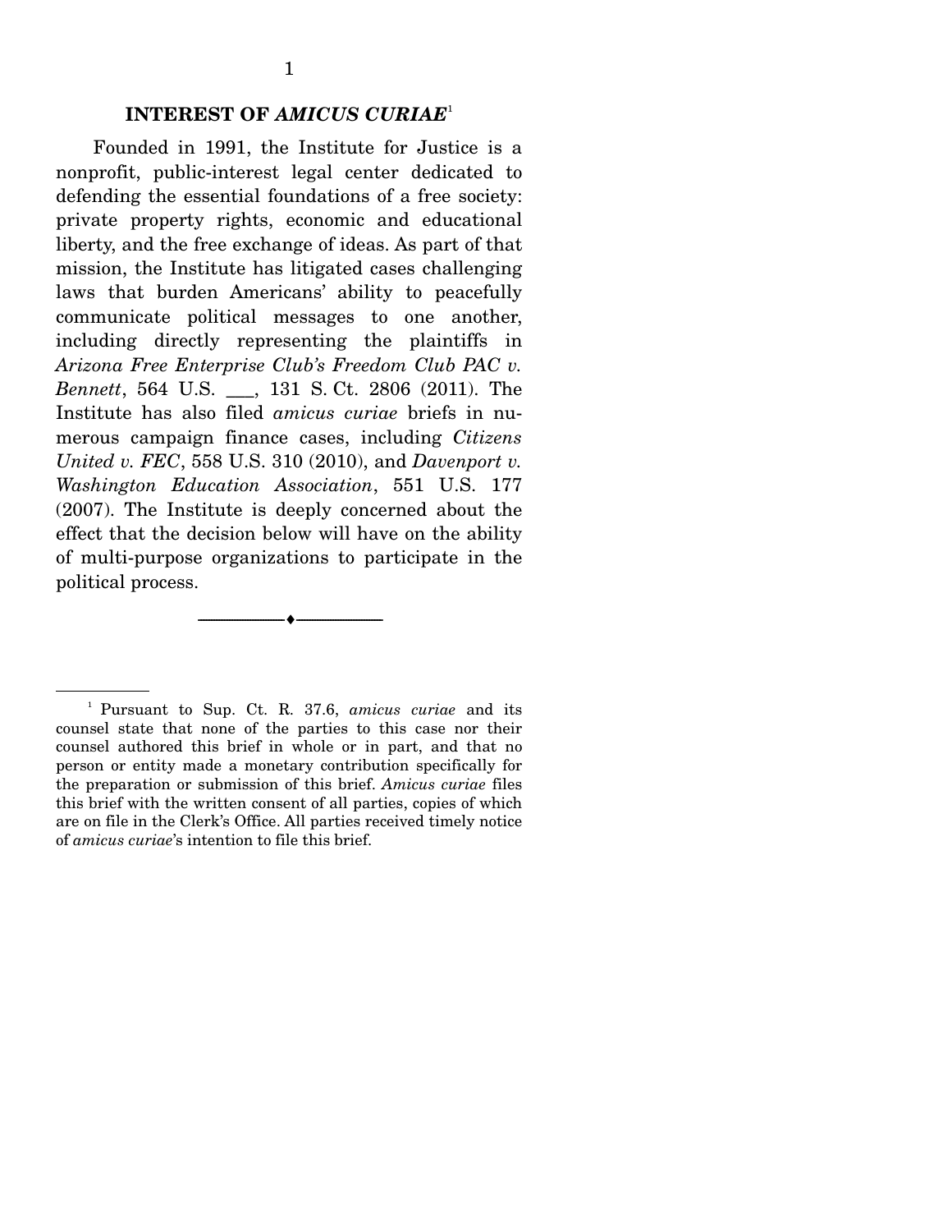## INTEREST OF *AMICUS CURIAE*[1]

Founded in 1991, the Institute for Justice is a nonprofit, public-interest legal center dedicated to defending the essential foundations of a free society: private property rights, economic and educational liberty, and the free exchange of ideas. As part of that mission, the Institute has litigated cases challenging laws that burden Americans' ability to peacefully communicate political messages to one another, including directly representing the plaintiffs in *Arizona Free Enterprise Club's Freedom Club PAC v. Bennett*, 564 U.S. ___, 131 S. Ct. 2806 (2011). The Institute has also filed *amicus curiae* briefs in numerous campaign finance cases, including *Citizens United v. FEC*, 558 U.S. 310 (2010), and *Davenport v. Washington Education Association*, 551 U.S. 177 (2007). The Institute is deeply concerned about the effect that the decision below will have on the ability of multi-purpose organizations to participate in the political process.

---

[1] Pursuant to Sup. Ct. R. 37.6, *amicus curiae* and its counsel state that none of the parties to this case nor their counsel authored this brief in whole or in part, and that no person or entity made a monetary contribution specifically for the preparation or submission of this brief. *Amicus curiae* files this brief with the written consent of all parties, copies of which are on file in the Clerk's Office. All parties received timely notice of *amicus curiae*'s intention to file this brief.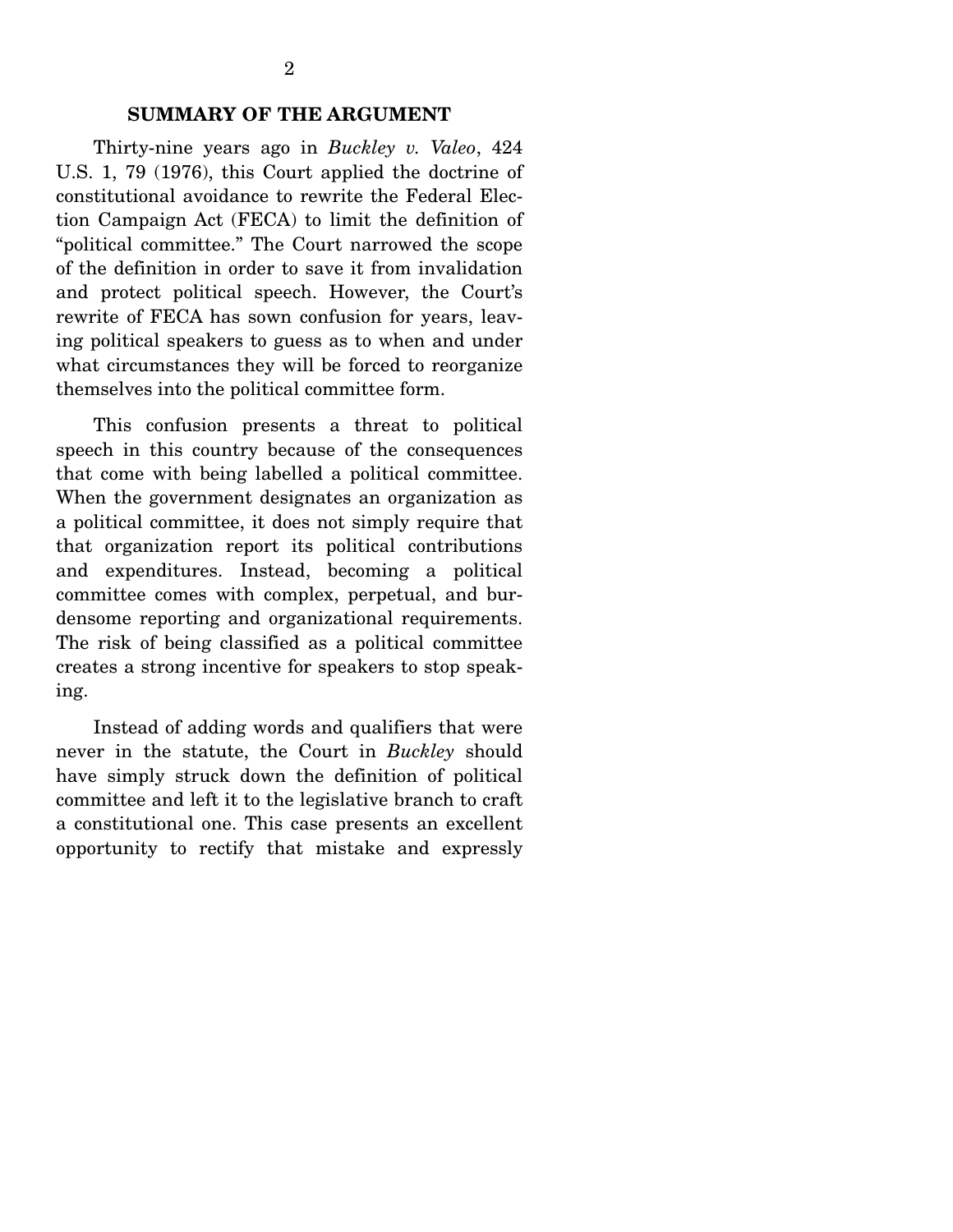## SUMMARY OF THE ARGUMENT

Thirty-nine years ago in *Buckley v. Valeo*, 424 U.S. 1, 79 (1976), this Court applied the doctrine of constitutional avoidance to rewrite the Federal Election Campaign Act (FECA) to limit the definition of "political committee." The Court narrowed the scope of the definition in order to save it from invalidation and protect political speech. However, the Court's rewrite of FECA has sown confusion for years, leaving political speakers to guess as to when and under what circumstances they will be forced to reorganize themselves into the political committee form.

This confusion presents a threat to political speech in this country because of the consequences that come with being labelled a political committee. When the government designates an organization as a political committee, it does not simply require that that organization report its political contributions and expenditures. Instead, becoming a political committee comes with complex, perpetual, and burdensome reporting and organizational requirements. The risk of being classified as a political committee creates a strong incentive for speakers to stop speaking.

Instead of adding words and qualifiers that were never in the statute, the Court in *Buckley* should have simply struck down the definition of political committee and left it to the legislative branch to craft a constitutional one. This case presents an excellent opportunity to rectify that mistake and expressly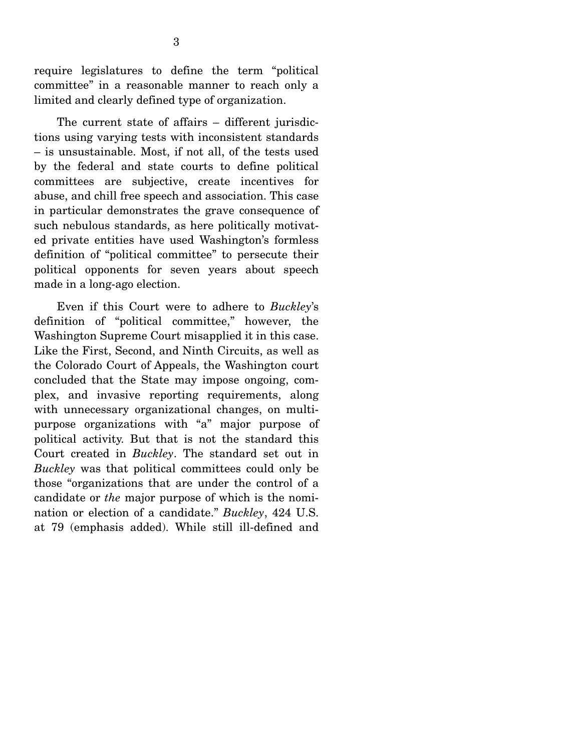require legislatures to define the term "political committee" in a reasonable manner to reach only a limited and clearly defined type of organization.

The current state of affairs – different jurisdictions using varying tests with inconsistent standards – is unsustainable. Most, if not all, of the tests used by the federal and state courts to define political committees are subjective, create incentives for abuse, and chill free speech and association. This case in particular demonstrates the grave consequence of such nebulous standards, as here politically motivated private entities have used Washington's formless definition of "political committee" to persecute their political opponents for seven years about speech made in a long-ago election.

Even if this Court were to adhere to *Buckley*'s definition of "political committee," however, the Washington Supreme Court misapplied it in this case. Like the First, Second, and Ninth Circuits, as well as the Colorado Court of Appeals, the Washington court concluded that the State may impose ongoing, complex, and invasive reporting requirements, along with unnecessary organizational changes, on multi-purpose organizations with "a" major purpose of political activity. But that is not the standard this Court created in *Buckley*. The standard set out in *Buckley* was that political committees could only be those "organizations that are under the control of a candidate or *the* major purpose of which is the nomination or election of a candidate." *Buckley*, 424 U.S. at 79 (emphasis added). While still ill-defined and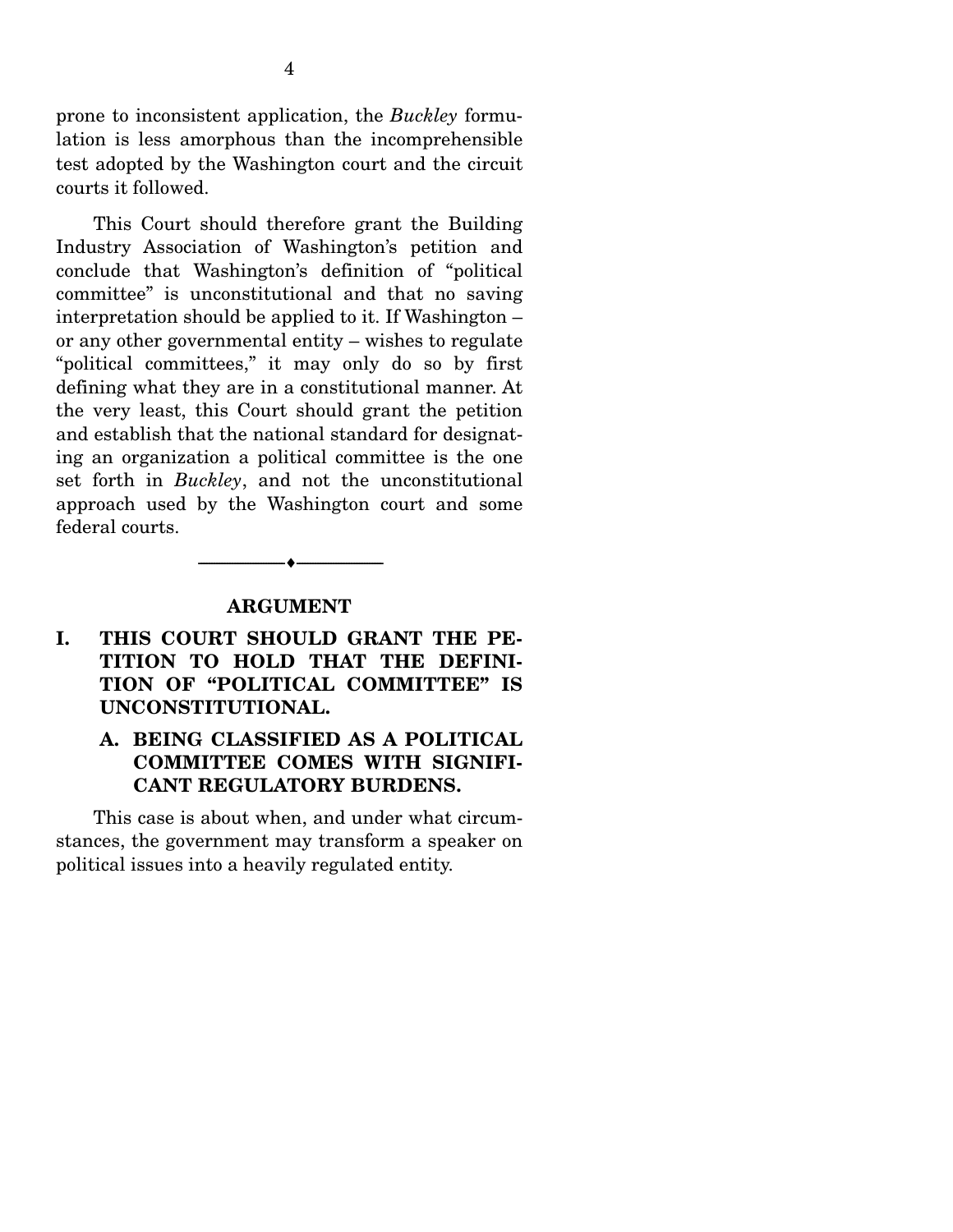prone to inconsistent application, the *Buckley* formulation is less amorphous than the incomprehensible test adopted by the Washington court and the circuit courts it followed.

This Court should therefore grant the Building Industry Association of Washington's petition and conclude that Washington's definition of "political committee" is unconstitutional and that no saving interpretation should be applied to it. If Washington – or any other governmental entity – wishes to regulate "political committees," it may only do so by first defining what they are in a constitutional manner. At the very least, this Court should grant the petition and establish that the national standard for designating an organization a political committee is the one set forth in *Buckley*, and not the unconstitutional approach used by the Washington court and some federal courts.

---

## ARGUMENT

### I. THIS COURT SHOULD GRANT THE PETITION TO HOLD THAT THE DEFINITION OF "POLITICAL COMMITTEE" IS UNCONSTITUTIONAL.

#### A. BEING CLASSIFIED AS A POLITICAL COMMITTEE COMES WITH SIGNIFICANT REGULATORY BURDENS.

This case is about when, and under what circumstances, the government may transform a speaker on political issues into a heavily regulated entity.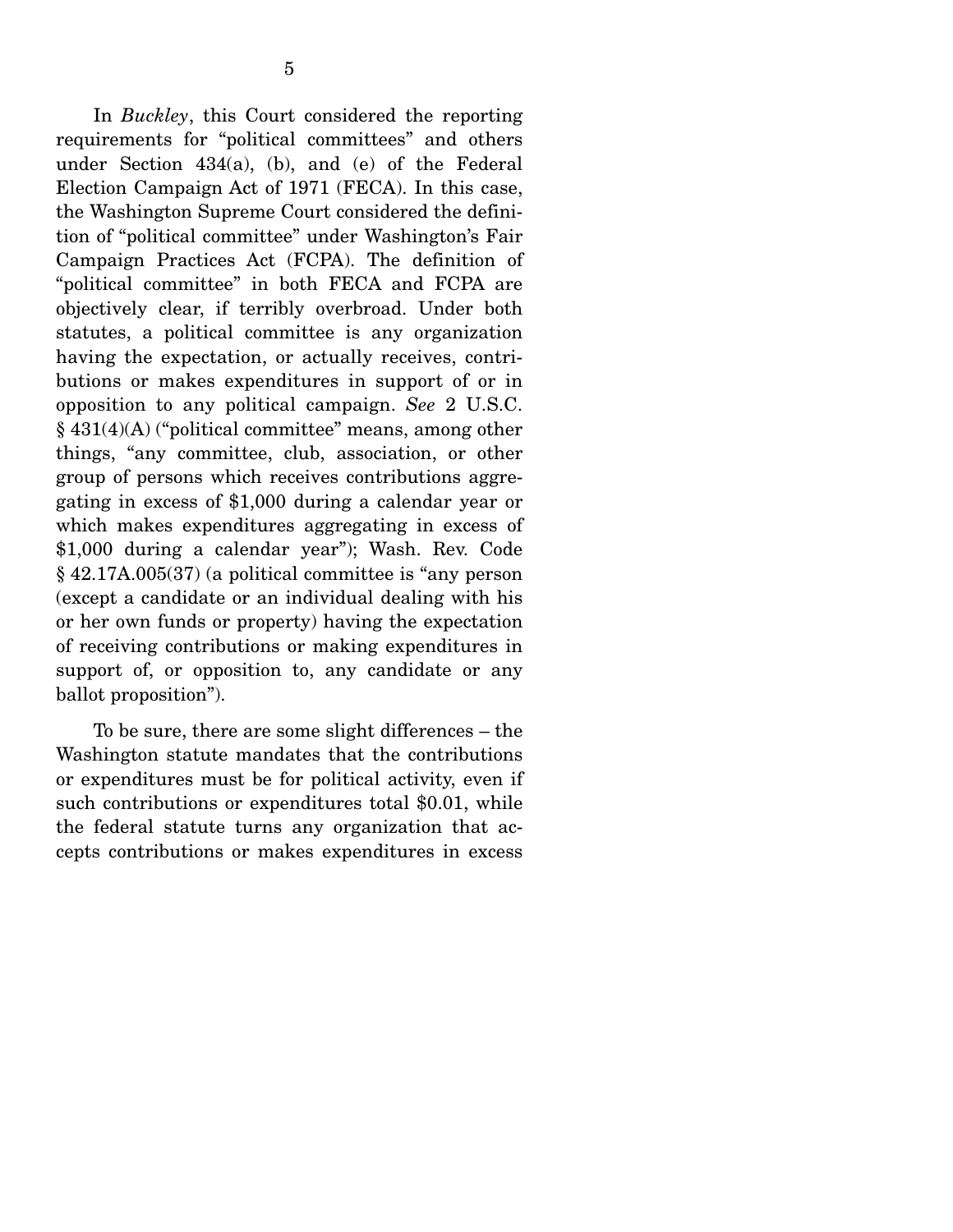In *Buckley*, this Court considered the reporting requirements for "political committees" and others under Section 434(a), (b), and (e) of the Federal Election Campaign Act of 1971 (FECA). In this case, the Washington Supreme Court considered the definition of "political committee" under Washington's Fair Campaign Practices Act (FCPA). The definition of "political committee" in both FECA and FCPA are objectively clear, if terribly overbroad. Under both statutes, a political committee is any organization having the expectation, or actually receives, contributions or makes expenditures in support of or in opposition to any political campaign. *See* 2 U.S.C. § 431(4)(A) ("political committee" means, among other things, "any committee, club, association, or other group of persons which receives contributions aggregating in excess of $1,000 during a calendar year or which makes expenditures aggregating in excess of $1,000 during a calendar year"); Wash. Rev. Code § 42.17A.005(37) (a political committee is "any person (except a candidate or an individual dealing with his or her own funds or property) having the expectation of receiving contributions or making expenditures in support of, or opposition to, any candidate or any ballot proposition").

To be sure, there are some slight differences – the Washington statute mandates that the contributions or expenditures must be for political activity, even if such contributions or expenditures total $0.01, while the federal statute turns any organization that accepts contributions or makes expenditures in excess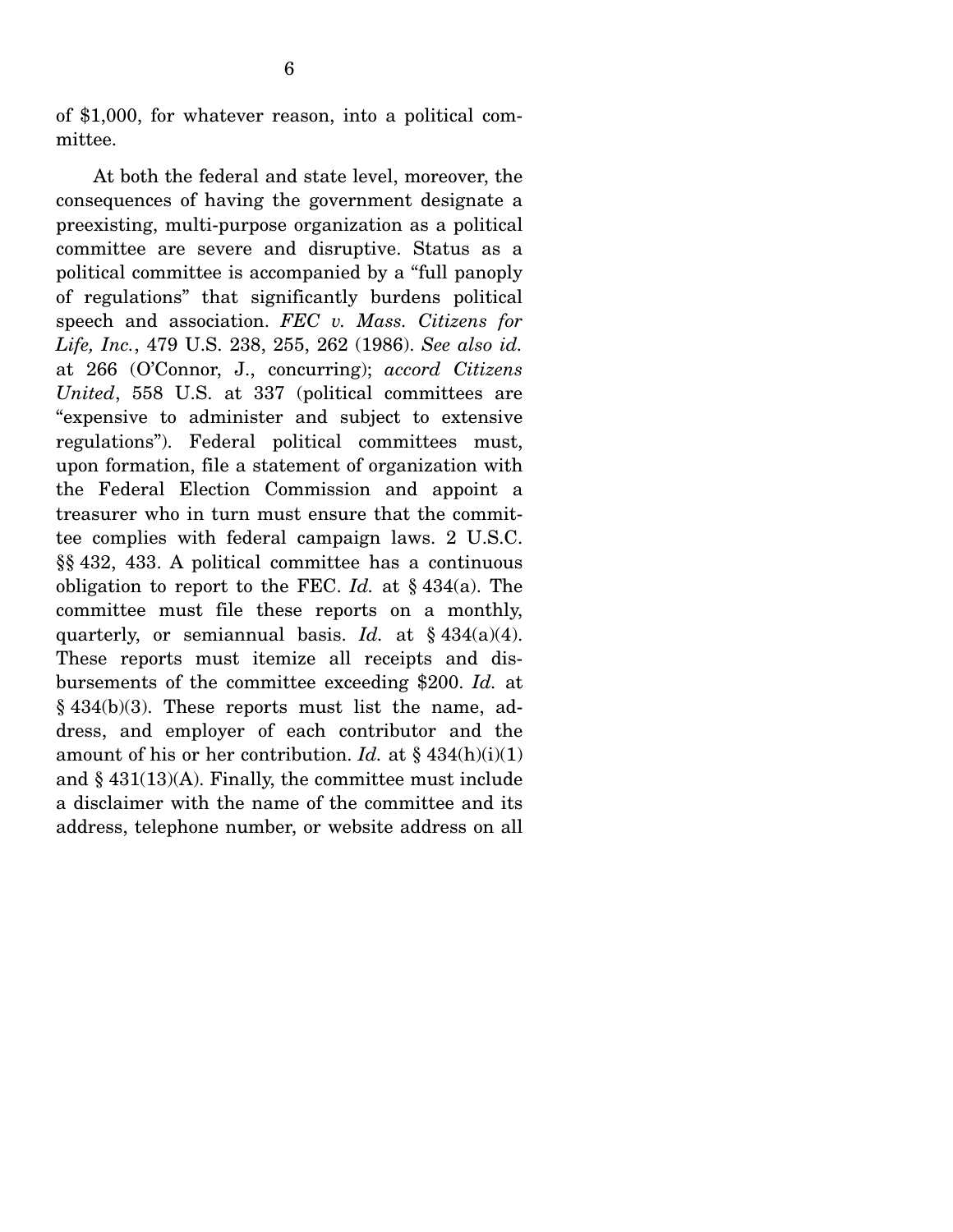of $1,000, for whatever reason, into a political committee.

At both the federal and state level, moreover, the consequences of having the government designate a preexisting, multi-purpose organization as a political committee are severe and disruptive. Status as a political committee is accompanied by a "full panoply of regulations" that significantly burdens political speech and association. *FEC v. Mass. Citizens for Life, Inc.*, 479 U.S. 238, 255, 262 (1986). *See also id.* at 266 (O'Connor, J., concurring); *accord Citizens United*, 558 U.S. at 337 (political committees are "expensive to administer and subject to extensive regulations"). Federal political committees must, upon formation, file a statement of organization with the Federal Election Commission and appoint a treasurer who in turn must ensure that the committee complies with federal campaign laws. 2 U.S.C. §§ 432, 433. A political committee has a continuous obligation to report to the FEC. *Id.* at § 434(a). The committee must file these reports on a monthly, quarterly, or semiannual basis. *Id.* at § 434(a)(4). These reports must itemize all receipts and disbursements of the committee exceeding $200. *Id.* at § 434(b)(3). These reports must list the name, address, and employer of each contributor and the amount of his or her contribution. *Id.* at § 434(h)(i)(1) and § 431(13)(A). Finally, the committee must include a disclaimer with the name of the committee and its address, telephone number, or website address on all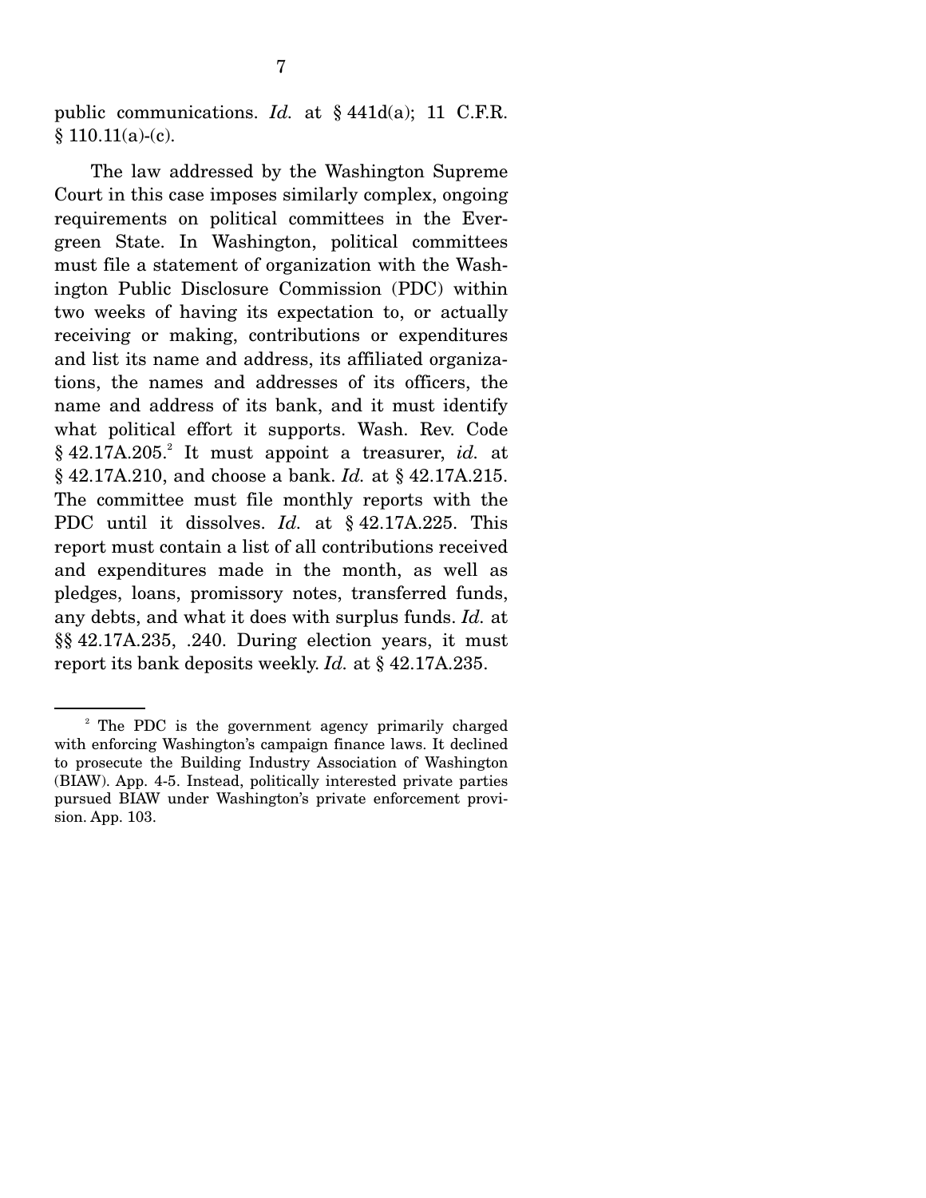public communications. *Id.* at § 441d(a); 11 C.F.R. § 110.11(a)-(c).

The law addressed by the Washington Supreme Court in this case imposes similarly complex, ongoing requirements on political committees in the Evergreen State. In Washington, political committees must file a statement of organization with the Washington Public Disclosure Commission (PDC) within two weeks of having its expectation to, or actually receiving or making, contributions or expenditures and list its name and address, its affiliated organizations, the names and addresses of its officers, the name and address of its bank, and it must identify what political effort it supports. Wash. Rev. Code § 42.17A.205.[2] It must appoint a treasurer, *id.* at § 42.17A.210, and choose a bank. *Id.* at § 42.17A.215. The committee must file monthly reports with the PDC until it dissolves. *Id.* at § 42.17A.225. This report must contain a list of all contributions received and expenditures made in the month, as well as pledges, loans, promissory notes, transferred funds, any debts, and what it does with surplus funds. *Id.* at §§ 42.17A.235, .240. During election years, it must report its bank deposits weekly. *Id.* at § 42.17A.235.

---

[2] The PDC is the government agency primarily charged with enforcing Washington's campaign finance laws. It declined to prosecute the Building Industry Association of Washington (BIAW). App. 4-5. Instead, politically interested private parties pursued BIAW under Washington's private enforcement provision. App. 103.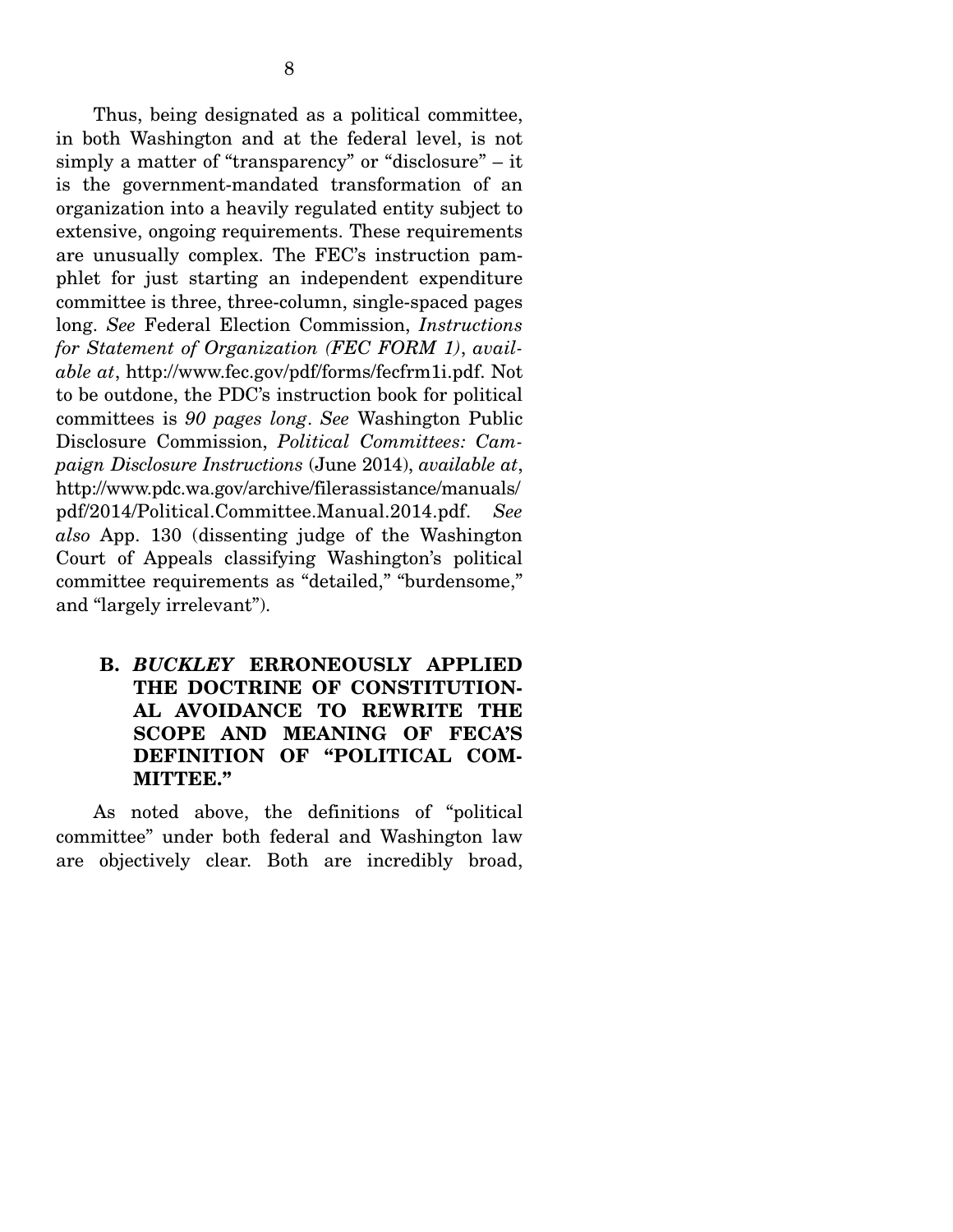Thus, being designated as a political committee, in both Washington and at the federal level, is not simply a matter of "transparency" or "disclosure" – it is the government-mandated transformation of an organization into a heavily regulated entity subject to extensive, ongoing requirements. These requirements are unusually complex. The FEC's instruction pamphlet for just starting an independent expenditure committee is three, three-column, single-spaced pages long. *See* Federal Election Commission, *Instructions for Statement of Organization (FEC FORM 1)*, *available at*, http://www.fec.gov/pdf/forms/fecfrm1i.pdf. Not to be outdone, the PDC's instruction book for political committees is *90 pages long*. *See* Washington Public Disclosure Commission, *Political Committees: Campaign Disclosure Instructions* (June 2014), *available at*, http://www.pdc.wa.gov/archive/filerassistance/manuals/pdf/2014/Political.Committee.Manual.2014.pdf. *See also* App. 130 (dissenting judge of the Washington Court of Appeals classifying Washington's political committee requirements as "detailed," "burdensome," and "largely irrelevant").

### B. *BUCKLEY* ERRONEOUSLY APPLIED THE DOCTRINE OF CONSTITUTIONAL AVOIDANCE TO REWRITE THE SCOPE AND MEANING OF FECA'S DEFINITION OF "POLITICAL COMMITTEE."

As noted above, the definitions of "political committee" under both federal and Washington law are objectively clear. Both are incredibly broad,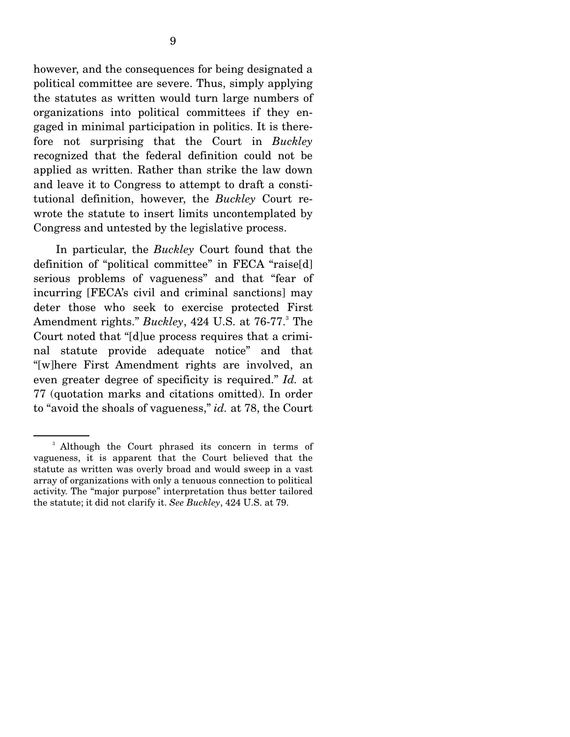however, and the consequences for being designated a political committee are severe. Thus, simply applying the statutes as written would turn large numbers of organizations into political committees if they engaged in minimal participation in politics. It is therefore not surprising that the Court in *Buckley* recognized that the federal definition could not be applied as written. Rather than strike the law down and leave it to Congress to attempt to draft a constitutional definition, however, the *Buckley* Court rewrote the statute to insert limits uncontemplated by Congress and untested by the legislative process.

In particular, the *Buckley* Court found that the definition of "political committee" in FECA "raise[d] serious problems of vagueness" and that "fear of incurring [FECA's civil and criminal sanctions] may deter those who seek to exercise protected First Amendment rights." *Buckley*, 424 U.S. at 76-77.[3] The Court noted that "[d]ue process requires that a criminal statute provide adequate notice" and that "[w]here First Amendment rights are involved, an even greater degree of specificity is required." *Id.* at 77 (quotation marks and citations omitted). In order to "avoid the shoals of vagueness," *id.* at 78, the Court

---

[3] Although the Court phrased its concern in terms of vagueness, it is apparent that the Court believed that the statute as written was overly broad and would sweep in a vast array of organizations with only a tenuous connection to political activity. The "major purpose" interpretation thus better tailored the statute; it did not clarify it. *See Buckley*, 424 U.S. at 79.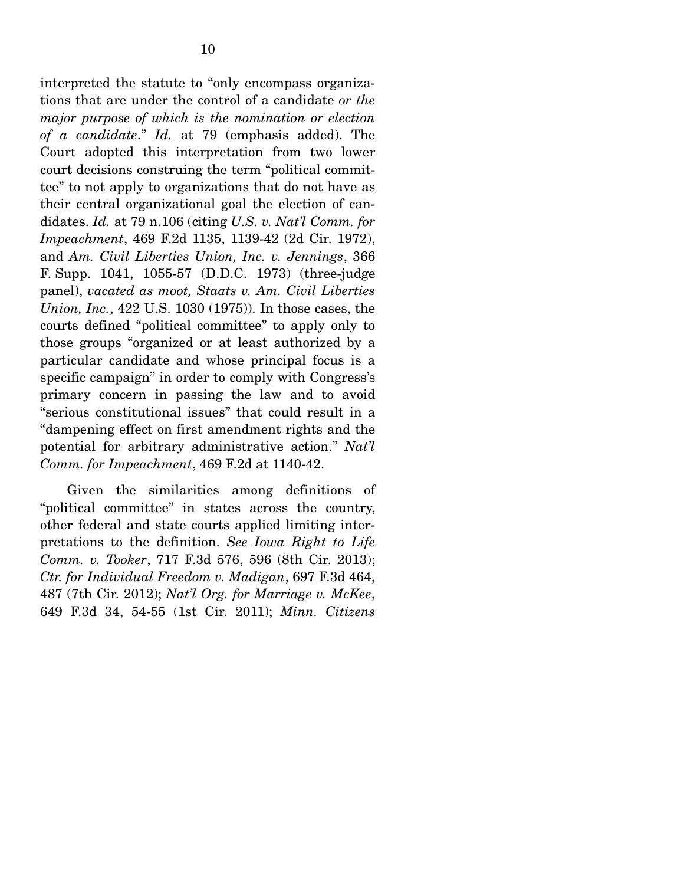interpreted the statute to "only encompass organizations that are under the control of a candidate *or the major purpose of which is the nomination or election of a candidate*." *Id.* at 79 (emphasis added). The Court adopted this interpretation from two lower court decisions construing the term "political committee" to not apply to organizations that do not have as their central organizational goal the election of candidates. *Id.* at 79 n.106 (citing *U.S. v. Nat'l Comm. for Impeachment*, 469 F.2d 1135, 1139-42 (2d Cir. 1972), and *Am. Civil Liberties Union, Inc. v. Jennings*, 366 F. Supp. 1041, 1055-57 (D.D.C. 1973) (three-judge panel), *vacated as moot, Staats v. Am. Civil Liberties Union, Inc.*, 422 U.S. 1030 (1975)). In those cases, the courts defined "political committee" to apply only to those groups "organized or at least authorized by a particular candidate and whose principal focus is a specific campaign" in order to comply with Congress's primary concern in passing the law and to avoid "serious constitutional issues" that could result in a "dampening effect on first amendment rights and the potential for arbitrary administrative action." *Nat'l Comm. for Impeachment*, 469 F.2d at 1140-42.

Given the similarities among definitions of "political committee" in states across the country, other federal and state courts applied limiting interpretations to the definition. *See Iowa Right to Life Comm. v. Tooker*, 717 F.3d 576, 596 (8th Cir. 2013); *Ctr. for Individual Freedom v. Madigan*, 697 F.3d 464, 487 (7th Cir. 2012); *Nat'l Org. for Marriage v. McKee*, 649 F.3d 34, 54-55 (1st Cir. 2011); *Minn. Citizens*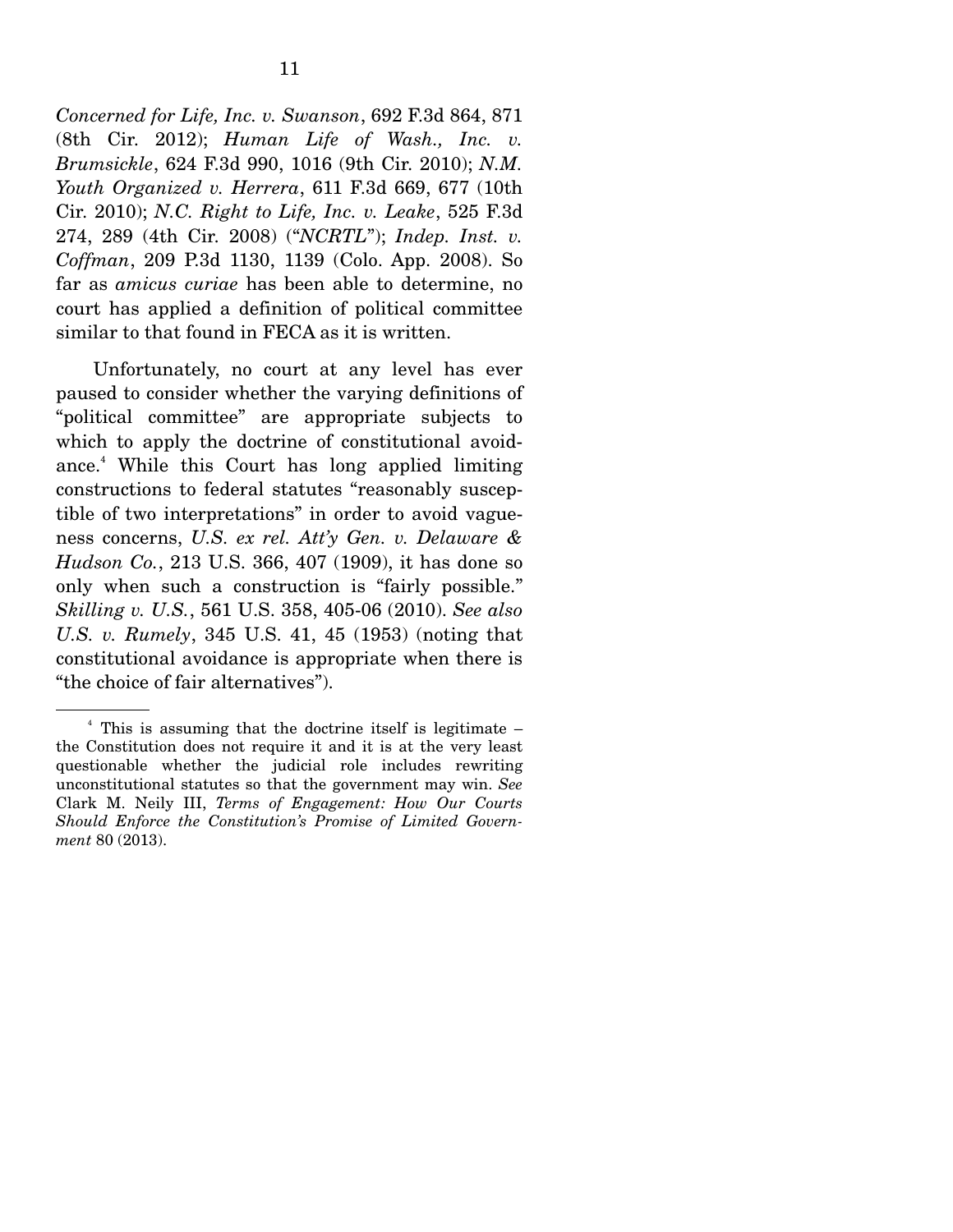*Concerned for Life, Inc. v. Swanson*, 692 F.3d 864, 871 (8th Cir. 2012); *Human Life of Wash., Inc. v. Brumsickle*, 624 F.3d 990, 1016 (9th Cir. 2010); *N.M. Youth Organized v. Herrera*, 611 F.3d 669, 677 (10th Cir. 2010); *N.C. Right to Life, Inc. v. Leake*, 525 F.3d 274, 289 (4th Cir. 2008) ("*NCRTL*"); *Indep. Inst. v. Coffman*, 209 P.3d 1130, 1139 (Colo. App. 2008). So far as *amicus curiae* has been able to determine, no court has applied a definition of political committee similar to that found in FECA as it is written.

Unfortunately, no court at any level has ever paused to consider whether the varying definitions of "political committee" are appropriate subjects to which to apply the doctrine of constitutional avoidance.[4] While this Court has long applied limiting constructions to federal statutes "reasonably susceptible of two interpretations" in order to avoid vagueness concerns, *U.S. ex rel. Att'y Gen. v. Delaware & Hudson Co.*, 213 U.S. 366, 407 (1909), it has done so only when such a construction is "fairly possible." *Skilling v. U.S.*, 561 U.S. 358, 405-06 (2010). *See also U.S. v. Rumely*, 345 U.S. 41, 45 (1953) (noting that constitutional avoidance is appropriate when there is "the choice of fair alternatives").

---

[4] This is assuming that the doctrine itself is legitimate – the Constitution does not require it and it is at the very least questionable whether the judicial role includes rewriting unconstitutional statutes so that the government may win. *See* Clark M. Neily III, *Terms of Engagement: How Our Courts Should Enforce the Constitution's Promise of Limited Government* 80 (2013).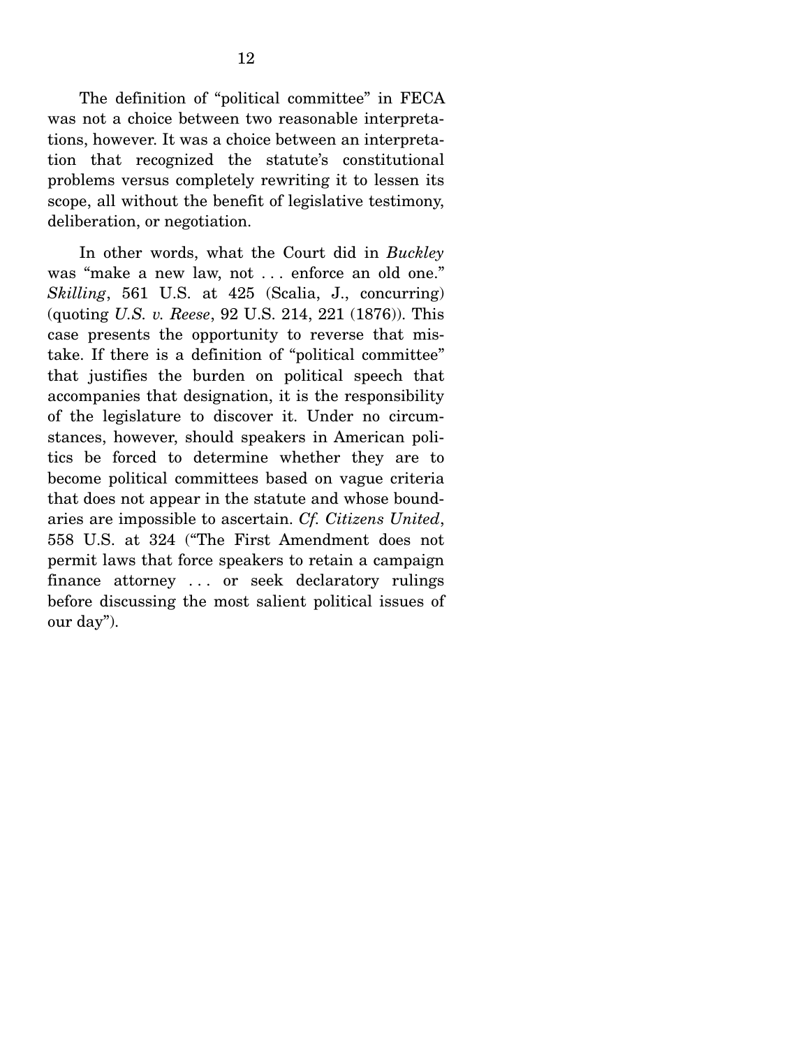The definition of "political committee" in FECA was not a choice between two reasonable interpretations, however. It was a choice between an interpretation that recognized the statute's constitutional problems versus completely rewriting it to lessen its scope, all without the benefit of legislative testimony, deliberation, or negotiation.

In other words, what the Court did in *Buckley* was "make a new law, not . . . enforce an old one." *Skilling*, 561 U.S. at 425 (Scalia, J., concurring) (quoting *U.S. v. Reese*, 92 U.S. 214, 221 (1876)). This case presents the opportunity to reverse that mistake. If there is a definition of "political committee" that justifies the burden on political speech that accompanies that designation, it is the responsibility of the legislature to discover it. Under no circumstances, however, should speakers in American politics be forced to determine whether they are to become political committees based on vague criteria that does not appear in the statute and whose boundaries are impossible to ascertain. *Cf. Citizens United*, 558 U.S. at 324 ("The First Amendment does not permit laws that force speakers to retain a campaign finance attorney . . . or seek declaratory rulings before discussing the most salient political issues of our day").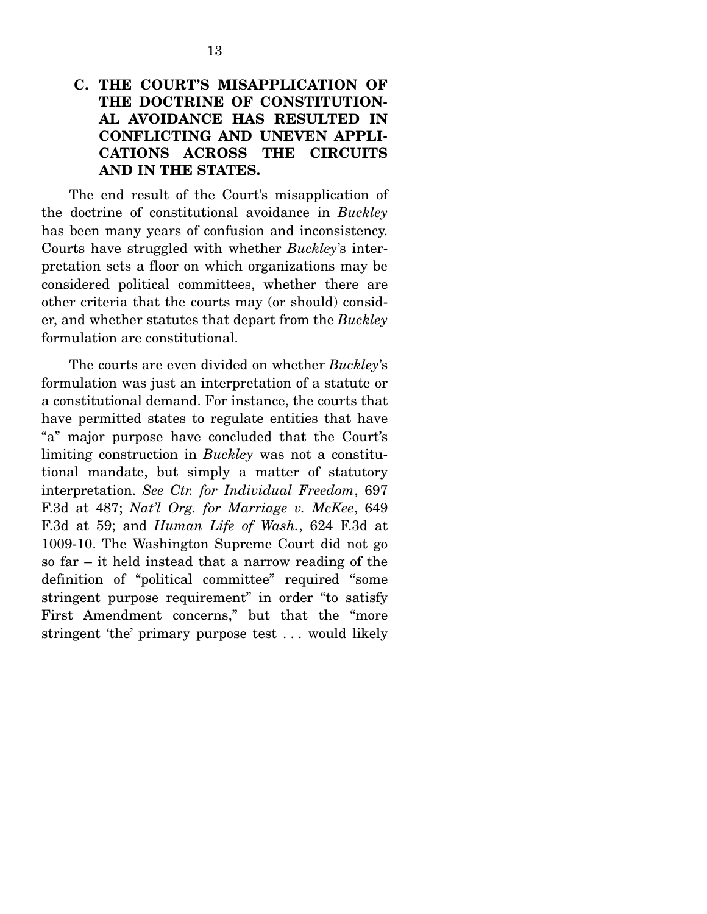### C. THE COURT'S MISAPPLICATION OF THE DOCTRINE OF CONSTITUTIONAL AVOIDANCE HAS RESULTED IN CONFLICTING AND UNEVEN APPLICATIONS ACROSS THE CIRCUITS AND IN THE STATES.

The end result of the Court's misapplication of the doctrine of constitutional avoidance in *Buckley* has been many years of confusion and inconsistency. Courts have struggled with whether *Buckley*'s interpretation sets a floor on which organizations may be considered political committees, whether there are other criteria that the courts may (or should) consider, and whether statutes that depart from the *Buckley* formulation are constitutional.

The courts are even divided on whether *Buckley*'s formulation was just an interpretation of a statute or a constitutional demand. For instance, the courts that have permitted states to regulate entities that have "a" major purpose have concluded that the Court's limiting construction in *Buckley* was not a constitutional mandate, but simply a matter of statutory interpretation. *See Ctr. for Individual Freedom*, 697 F.3d at 487; *Nat'l Org. for Marriage v. McKee*, 649 F.3d at 59; and *Human Life of Wash.*, 624 F.3d at 1009-10. The Washington Supreme Court did not go so far – it held instead that a narrow reading of the definition of "political committee" required "some stringent purpose requirement" in order "to satisfy First Amendment concerns," but that the "more stringent 'the' primary purpose test . . . would likely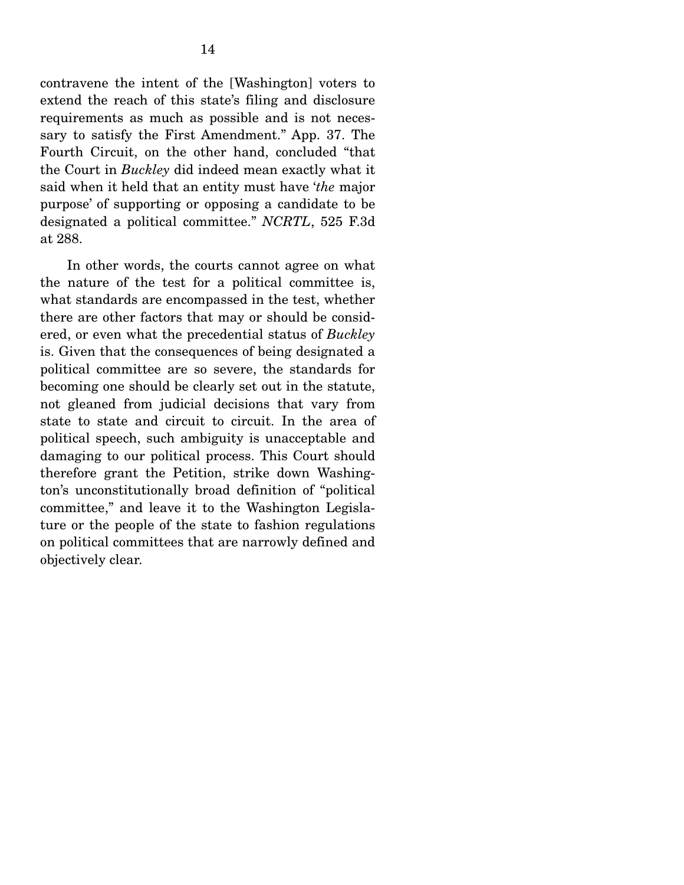contravene the intent of the [Washington] voters to extend the reach of this state's filing and disclosure requirements as much as possible and is not necessary to satisfy the First Amendment." App. 37. The Fourth Circuit, on the other hand, concluded "that the Court in *Buckley* did indeed mean exactly what it said when it held that an entity must have '*the* major purpose' of supporting or opposing a candidate to be designated a political committee." *NCRTL*, 525 F.3d at 288.

In other words, the courts cannot agree on what the nature of the test for a political committee is, what standards are encompassed in the test, whether there are other factors that may or should be considered, or even what the precedential status of *Buckley* is. Given that the consequences of being designated a political committee are so severe, the standards for becoming one should be clearly set out in the statute, not gleaned from judicial decisions that vary from state to state and circuit to circuit. In the area of political speech, such ambiguity is unacceptable and damaging to our political process. This Court should therefore grant the Petition, strike down Washington's unconstitutionally broad definition of "political committee," and leave it to the Washington Legislature or the people of the state to fashion regulations on political committees that are narrowly defined and objectively clear.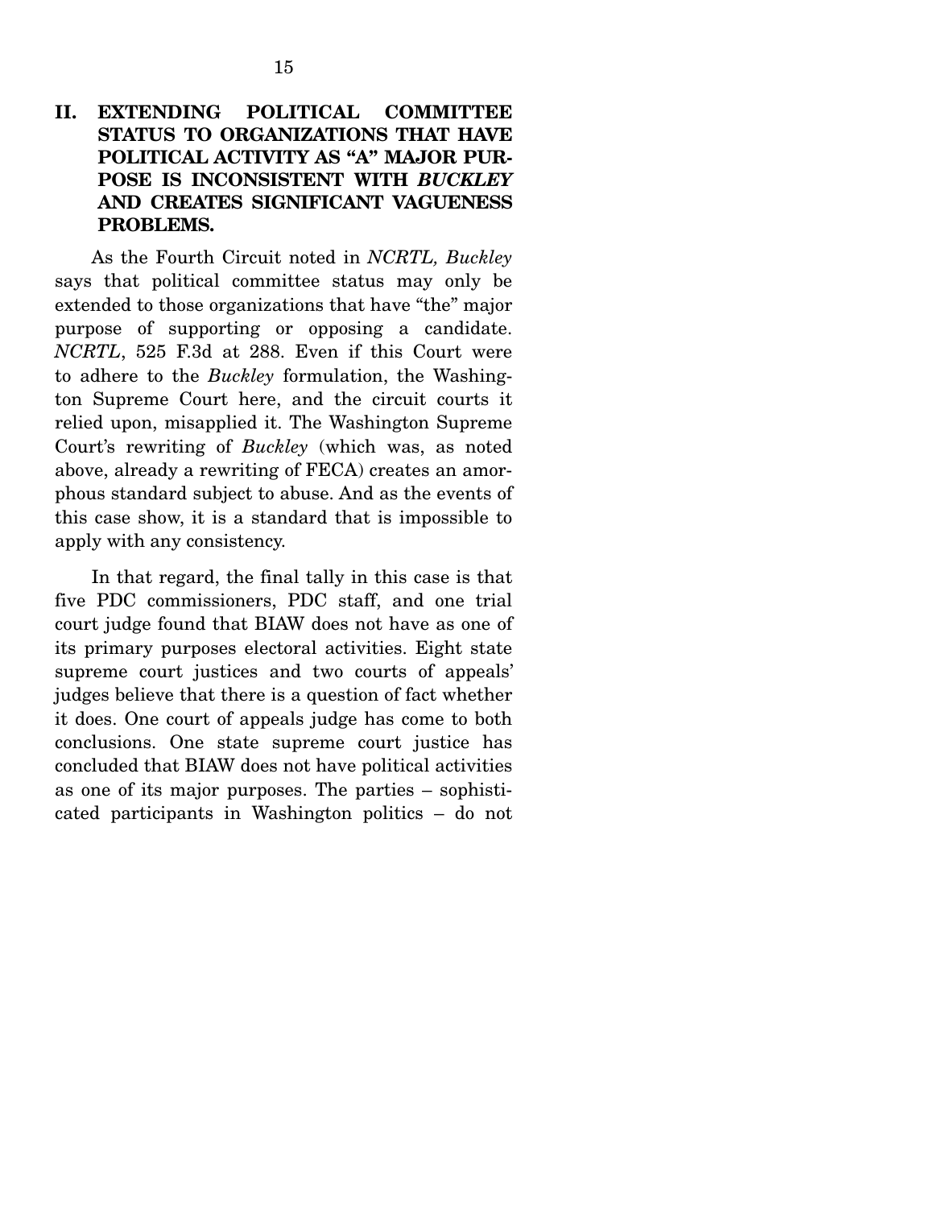## II. EXTENDING POLITICAL COMMITTEE STATUS TO ORGANIZATIONS THAT HAVE POLITICAL ACTIVITY AS "A" MAJOR PURPOSE IS INCONSISTENT WITH *BUCKLEY* AND CREATES SIGNIFICANT VAGUENESS PROBLEMS.

As the Fourth Circuit noted in *NCRTL, Buckley* says that political committee status may only be extended to those organizations that have "the" major purpose of supporting or opposing a candidate. *NCRTL*, 525 F.3d at 288. Even if this Court were to adhere to the *Buckley* formulation, the Washington Supreme Court here, and the circuit courts it relied upon, misapplied it. The Washington Supreme Court's rewriting of *Buckley* (which was, as noted above, already a rewriting of FECA) creates an amorphous standard subject to abuse. And as the events of this case show, it is a standard that is impossible to apply with any consistency.

In that regard, the final tally in this case is that five PDC commissioners, PDC staff, and one trial court judge found that BIAW does not have as one of its primary purposes electoral activities. Eight state supreme court justices and two courts of appeals' judges believe that there is a question of fact whether it does. One court of appeals judge has come to both conclusions. One state supreme court justice has concluded that BIAW does not have political activities as one of its major purposes. The parties – sophisticated participants in Washington politics – do not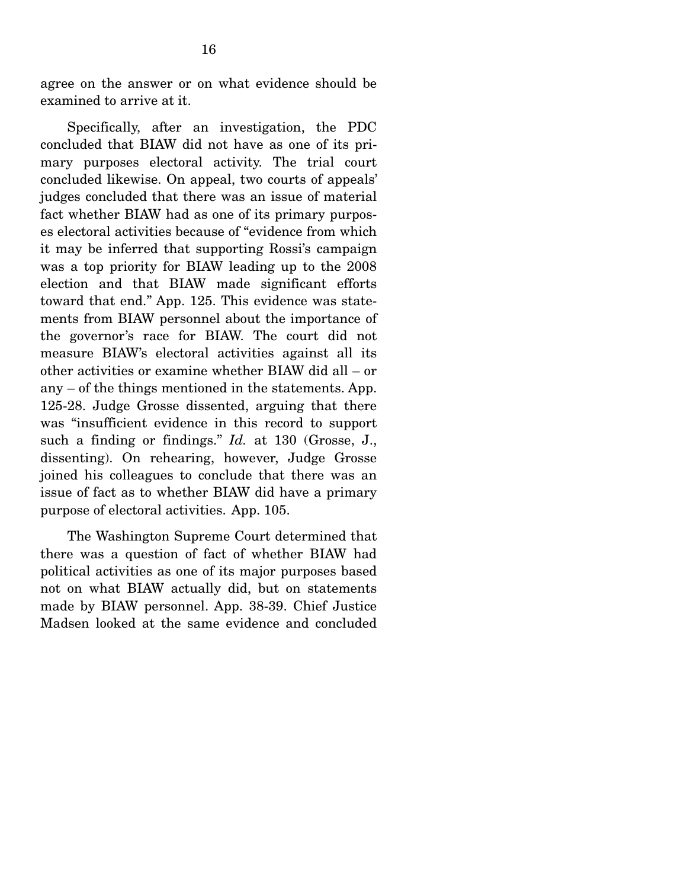agree on the answer or on what evidence should be examined to arrive at it.

Specifically, after an investigation, the PDC concluded that BIAW did not have as one of its primary purposes electoral activity. The trial court concluded likewise. On appeal, two courts of appeals' judges concluded that there was an issue of material fact whether BIAW had as one of its primary purposes electoral activities because of "evidence from which it may be inferred that supporting Rossi's campaign was a top priority for BIAW leading up to the 2008 election and that BIAW made significant efforts toward that end." App. 125. This evidence was statements from BIAW personnel about the importance of the governor's race for BIAW. The court did not measure BIAW's electoral activities against all its other activities or examine whether BIAW did all – or any – of the things mentioned in the statements. App. 125-28. Judge Grosse dissented, arguing that there was "insufficient evidence in this record to support such a finding or findings." *Id.* at 130 (Grosse, J., dissenting). On rehearing, however, Judge Grosse joined his colleagues to conclude that there was an issue of fact as to whether BIAW did have a primary purpose of electoral activities. App. 105.

The Washington Supreme Court determined that there was a question of fact of whether BIAW had political activities as one of its major purposes based not on what BIAW actually did, but on statements made by BIAW personnel. App. 38-39. Chief Justice Madsen looked at the same evidence and concluded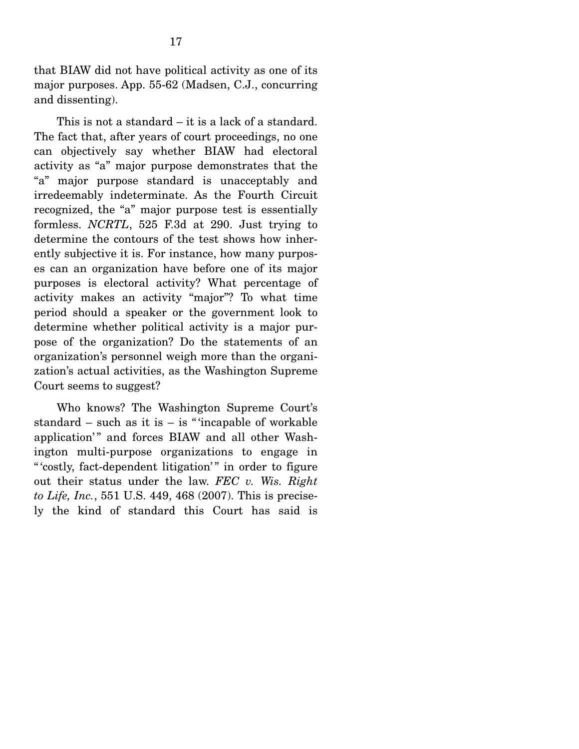that BIAW did not have political activity as one of its major purposes. App. 55-62 (Madsen, C.J., concurring and dissenting).

This is not a standard – it is a lack of a standard. The fact that, after years of court proceedings, no one can objectively say whether BIAW had electoral activity as "a" major purpose demonstrates that the "a" major purpose standard is unacceptably and irredeemably indeterminate. As the Fourth Circuit recognized, the "a" major purpose test is essentially formless. *NCRTL*, 525 F.3d at 290. Just trying to determine the contours of the test shows how inherently subjective it is. For instance, how many purposes can an organization have before one of its major purposes is electoral activity? What percentage of activity makes an activity "major"? To what time period should a speaker or the government look to determine whether political activity is a major purpose of the organization? Do the statements of an organization's personnel weigh more than the organization's actual activities, as the Washington Supreme Court seems to suggest?

Who knows? The Washington Supreme Court's standard – such as it is – is "'incapable of workable application'" and forces BIAW and all other Washington multi-purpose organizations to engage in "'costly, fact-dependent litigation'" in order to figure out their status under the law. *FEC v. Wis. Right to Life, Inc.*, 551 U.S. 449, 468 (2007). This is precisely the kind of standard this Court has said is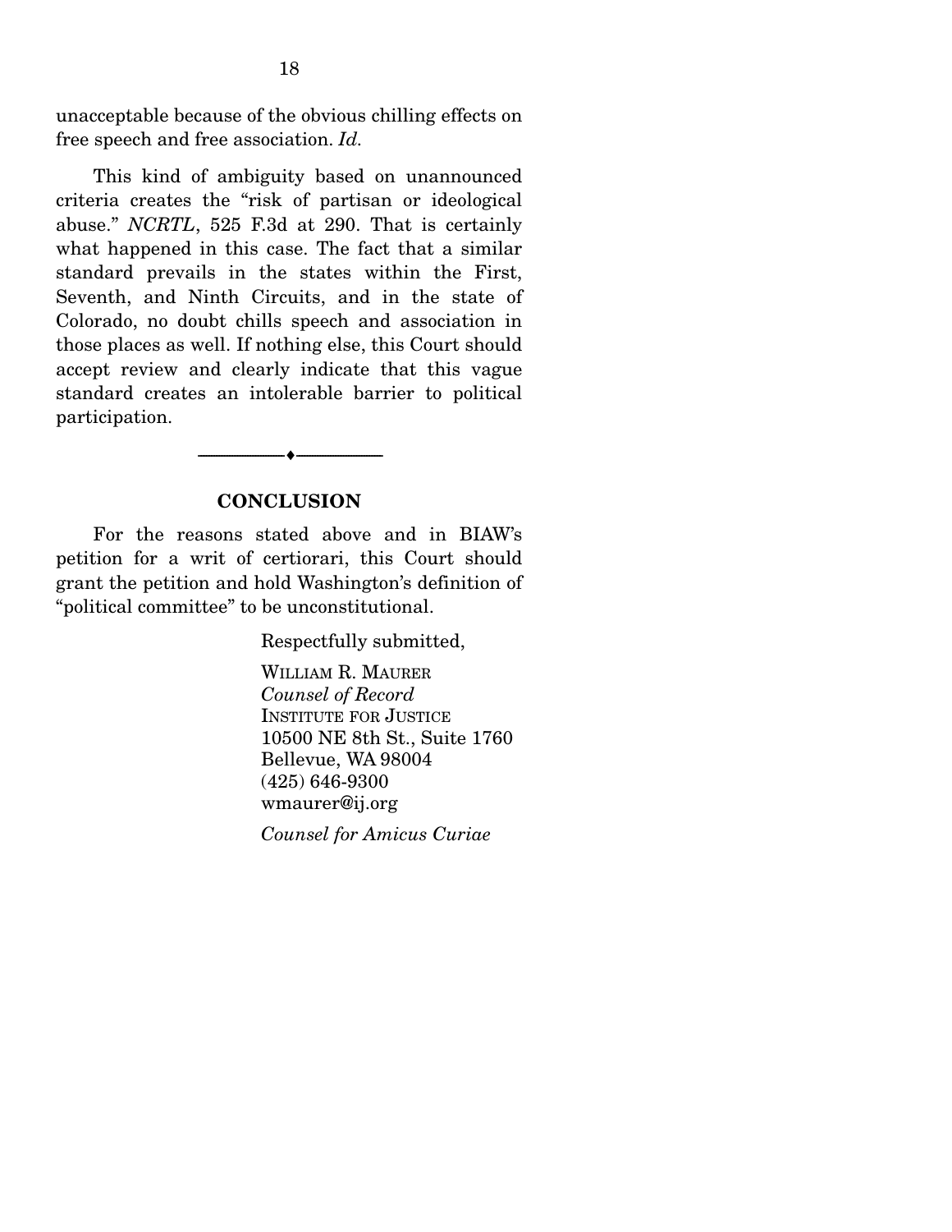unacceptable because of the obvious chilling effects on free speech and free association. *Id.*

This kind of ambiguity based on unannounced criteria creates the "risk of partisan or ideological abuse." *NCRTL*, 525 F.3d at 290. That is certainly what happened in this case. The fact that a similar standard prevails in the states within the First, Seventh, and Ninth Circuits, and in the state of Colorado, no doubt chills speech and association in those places as well. If nothing else, this Court should accept review and clearly indicate that this vague standard creates an intolerable barrier to political participation.

## CONCLUSION

For the reasons stated above and in BIAW's petition for a writ of certiorari, this Court should grant the petition and hold Washington's definition of "political committee" to be unconstitutional.

Respectfully submitted,

WILLIAM R. MAURER
*Counsel of Record*
INSTITUTE FOR JUSTICE
10500 NE 8th St., Suite 1760
Bellevue, WA 98004
(425) 646-9300
wmaurer@ij.org

*Counsel for Amicus Curiae*